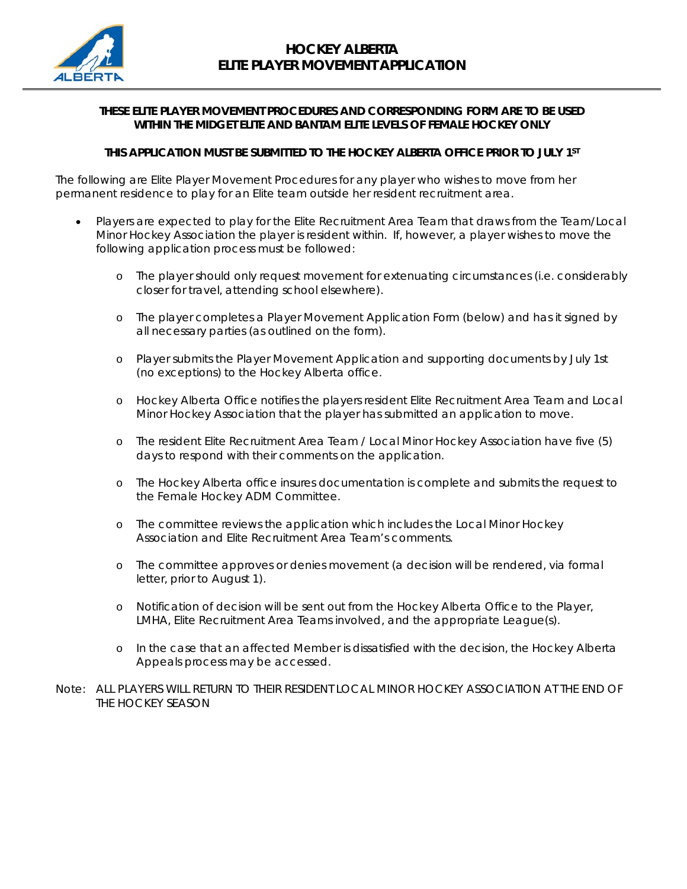# HOCKEY ALBERTA
# ELITE PLAYER MOVEMENT APPLICATION

**THESE ELITE PLAYER MOVEMENT PROCEDURES AND CORRESPONDING FORM ARE TO BE USED WITHIN THE MIDGET ELITE AND BANTAM ELITE LEVELS OF FEMALE HOCKEY ONLY**

**THIS APPLICATION MUST BE SUBMITTED TO THE HOCKEY ALBERTA OFFICE PRIOR TO JULY 1ST**

The following are Elite Player Movement Procedures for any player who wishes to move from her permanent residence to play for an Elite team outside her resident recruitment area.

- Players are expected to play for the Elite Recruitment Area Team that draws from the Team/Local Minor Hockey Association the player is resident within. If, however, a player wishes to move the following application process must be followed:
  - The player should only request movement for extenuating circumstances (i.e. considerably closer for travel, attending school elsewhere).
  - The player completes a Player Movement Application Form (below) and has it signed by all necessary parties (as outlined on the form).
  - Player submits the Player Movement Application and supporting documents by July 1st (no exceptions) to the Hockey Alberta office.
  - Hockey Alberta Office notifies the players resident Elite Recruitment Area Team and Local Minor Hockey Association that the player has submitted an application to move.
  - The resident Elite Recruitment Area Team / Local Minor Hockey Association have five (5) days to respond with their comments on the application.
  - The Hockey Alberta office insures documentation is complete and submits the request to the Female Hockey ADM Committee.
  - The committee reviews the application which includes the Local Minor Hockey Association and Elite Recruitment Area Team's comments.
  - The committee approves or denies movement (a decision will be rendered, via formal letter, prior to August 1).
  - Notification of decision will be sent out from the Hockey Alberta Office to the Player, LMHA, Elite Recruitment Area Teams involved, and the appropriate League(s).
  - In the case that an affected Member is dissatisfied with the decision, the Hockey Alberta Appeals process may be accessed.

Note: ALL PLAYERS WILL RETURN TO THEIR RESIDENT LOCAL MINOR HOCKEY ASSOCIATION AT THE END OF THE HOCKEY SEASON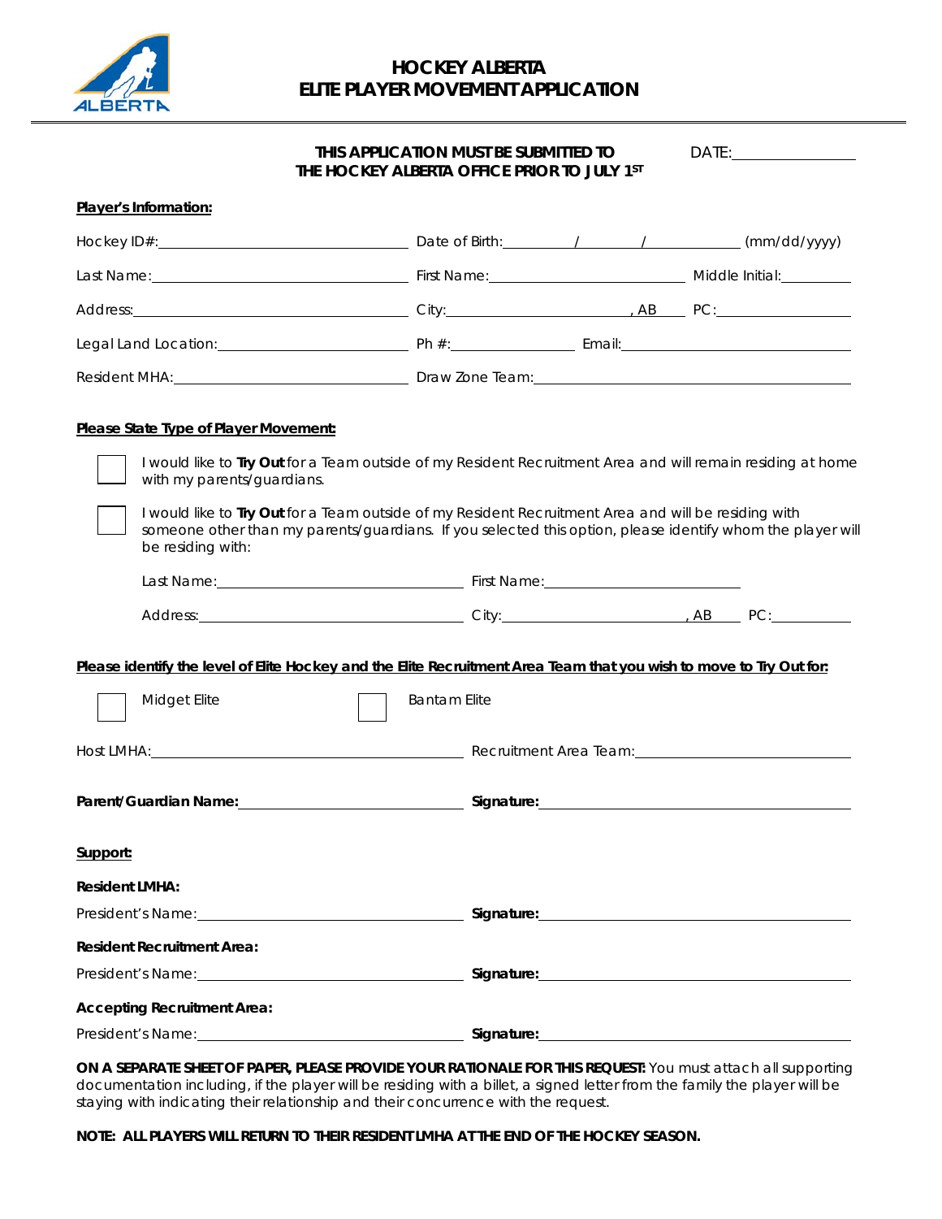# HOCKEY ALBERTA
# ELITE PLAYER MOVEMENT APPLICATION

**THIS APPLICATION MUST BE SUBMITTED TO THE HOCKEY ALBERTA OFFICE PRIOR TO JULY 1ST** DATE:________________

**Player's Information:**

Hockey ID#:______________________________ Date of Birth:_________/_________/___________ (mm/dd/yyyy)

Last Name:______________________________ First Name:________________________ Middle Initial:_________

Address:________________________________ City:______________________, AB PC:________________

Legal Land Location:______________________ Ph #:_______________ Email:____________________________

Resident MHA:___________________________ Draw Zone Team:_______________________________________

**Please State Type of Player Movement:**

☐ I would like to **Try Out** for a Team outside of my Resident Recruitment Area and will remain residing at home with my parents/guardians.

☐ I would like to **Try Out** for a Team outside of my Resident Recruitment Area and will be residing with someone other than my parents/guardians. If you selected this option, please identify whom the player will be residing with:

Last Name:______________________________ First Name:________________________

Address:________________________________ City:______________________, AB PC:__________

**Please identify the level of Elite Hockey and the Elite Recruitment Area Team that you wish to move to Try Out for:**

☐ Midget Elite ☐ Bantam Elite

Host LMHA:_______________________________________ Recruitment Area Team:___________________________

**Parent/Guardian Name:**____________________________ **Signature:**______________________________________

**Support:**

**Resident LMHA:**

President's Name:_________________________________ **Signature:**______________________________________

**Resident Recruitment Area:**

President's Name:_________________________________ **Signature:**______________________________________

**Accepting Recruitment Area:**

President's Name:_________________________________ **Signature:**______________________________________

**ON A SEPARATE SHEET OF PAPER, PLEASE PROVIDE YOUR RATIONALE FOR THIS REQUEST:** You must attach all supporting documentation including, if the player will be residing with a billet, a signed letter from the family the player will be staying with indicating their relationship and their concurrence with the request.

**NOTE: ALL PLAYERS WILL RETURN TO THEIR RESIDENT LMHA AT THE END OF THE HOCKEY SEASON.**